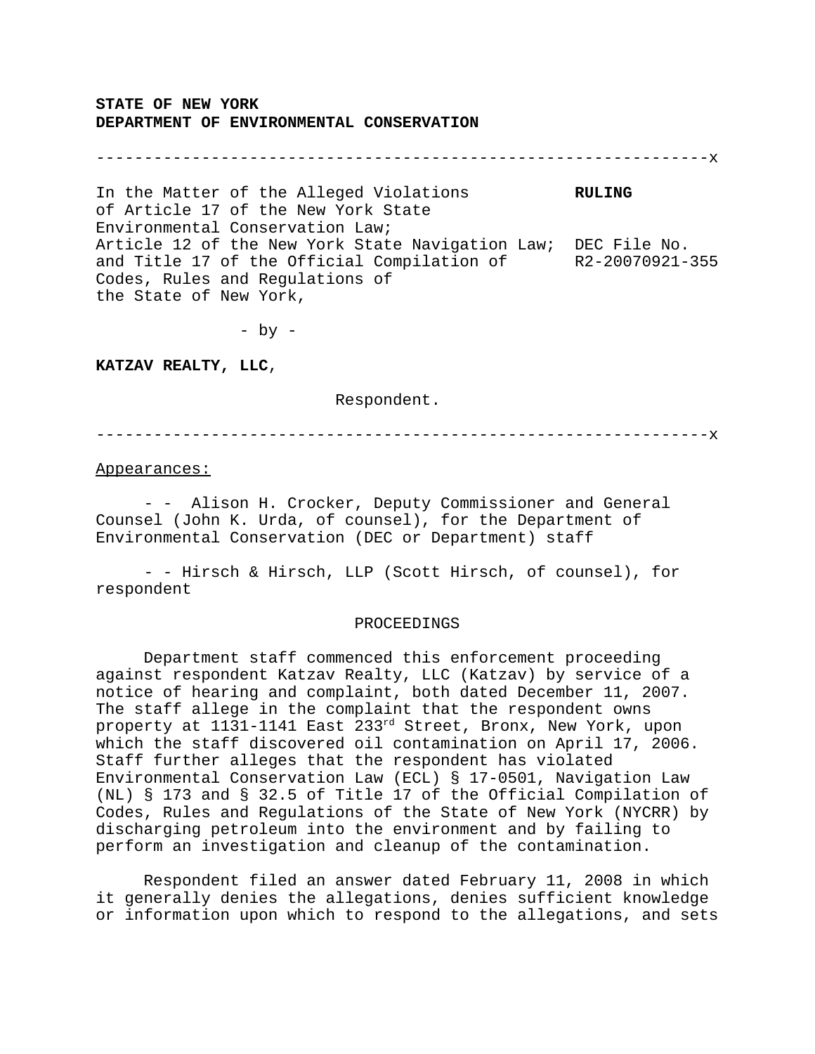**STATE OF NEW YORK**
**DEPARTMENT OF ENVIRONMENTAL CONSERVATION**

---

In the Matter of the Alleged Violations of Article 17 of the New York State Environmental Conservation Law; Article 12 of the New York State Navigation Law; and Title 17 of the Official Compilation of Codes, Rules and Regulations of the State of New York,

- by -

**KATZAV REALTY, LLC**,

Respondent.

**RULING**

DEC File No. R2-20070921-355

---

Appearances:

- - Alison H. Crocker, Deputy Commissioner and General Counsel (John K. Urda, of counsel), for the Department of Environmental Conservation (DEC or Department) staff

- - Hirsch & Hirsch, LLP (Scott Hirsch, of counsel), for respondent

PROCEEDINGS

Department staff commenced this enforcement proceeding against respondent Katzav Realty, LLC (Katzav) by service of a notice of hearing and complaint, both dated December 11, 2007. The staff allege in the complaint that the respondent owns property at 1131-1141 East 233rd Street, Bronx, New York, upon which the staff discovered oil contamination on April 17, 2006. Staff further alleges that the respondent has violated Environmental Conservation Law (ECL) § 17-0501, Navigation Law (NL) § 173 and § 32.5 of Title 17 of the Official Compilation of Codes, Rules and Regulations of the State of New York (NYCRR) by discharging petroleum into the environment and by failing to perform an investigation and cleanup of the contamination.

Respondent filed an answer dated February 11, 2008 in which it generally denies the allegations, denies sufficient knowledge or information upon which to respond to the allegations, and sets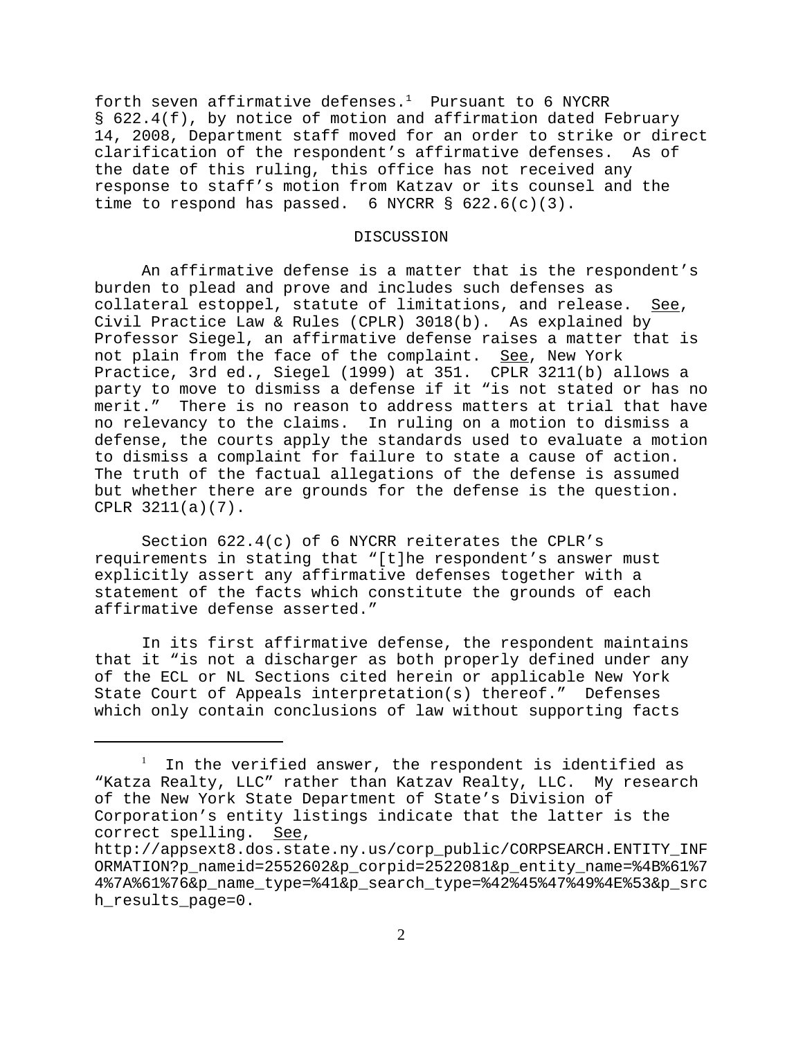forth seven affirmative defenses.[1] Pursuant to 6 NYCRR § 622.4(f), by notice of motion and affirmation dated February 14, 2008, Department staff moved for an order to strike or direct clarification of the respondent's affirmative defenses. As of the date of this ruling, this office has not received any response to staff's motion from Katzav or its counsel and the time to respond has passed. 6 NYCRR § 622.6(c)(3).

## DISCUSSION

An affirmative defense is a matter that is the respondent's burden to plead and prove and includes such defenses as collateral estoppel, statute of limitations, and release. See, Civil Practice Law & Rules (CPLR) 3018(b). As explained by Professor Siegel, an affirmative defense raises a matter that is not plain from the face of the complaint. See, New York Practice, 3rd ed., Siegel (1999) at 351. CPLR 3211(b) allows a party to move to dismiss a defense if it "is not stated or has no merit." There is no reason to address matters at trial that have no relevancy to the claims. In ruling on a motion to dismiss a defense, the courts apply the standards used to evaluate a motion to dismiss a complaint for failure to state a cause of action. The truth of the factual allegations of the defense is assumed but whether there are grounds for the defense is the question. CPLR 3211(a)(7).

Section 622.4(c) of 6 NYCRR reiterates the CPLR's requirements in stating that "[t]he respondent's answer must explicitly assert any affirmative defenses together with a statement of the facts which constitute the grounds of each affirmative defense asserted."

In its first affirmative defense, the respondent maintains that it "is not a discharger as both properly defined under any of the ECL or NL Sections cited herein or applicable New York State Court of Appeals interpretation(s) thereof." Defenses which only contain conclusions of law without supporting facts

---

[1] In the verified answer, the respondent is identified as "Katza Realty, LLC" rather than Katzav Realty, LLC. My research of the New York State Department of State's Division of Corporation's entity listings indicate that the latter is the correct spelling. See, http://appsext8.dos.state.ny.us/corp_public/CORPSEARCH.ENTITY_INFORMATION?p_nameid=2552602&p_corpid=2522081&p_entity_name=%4B%61%74%7A%61%76&p_name_type=%41&p_search_type=%42%45%47%49%4E%53&p_srch_results_page=0.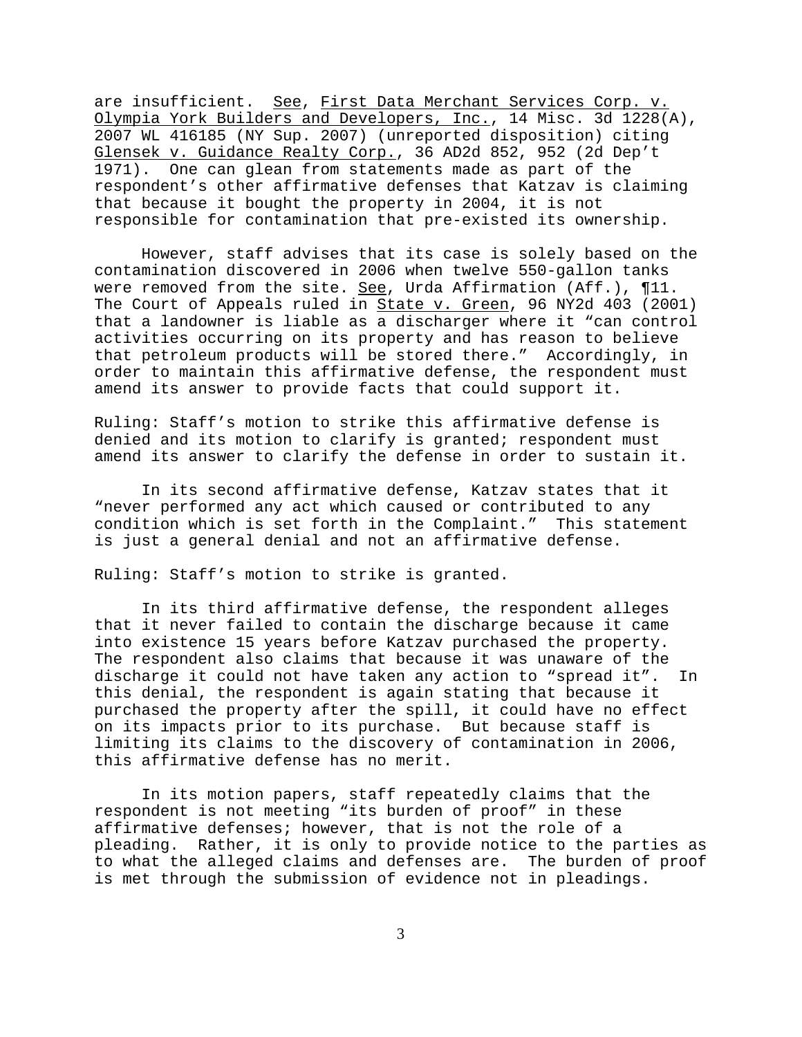are insufficient. See, First Data Merchant Services Corp. v. Olympia York Builders and Developers, Inc., 14 Misc. 3d 1228(A), 2007 WL 416185 (NY Sup. 2007) (unreported disposition) citing Glensek v. Guidance Realty Corp., 36 AD2d 852, 952 (2d Dep't 1971). One can glean from statements made as part of the respondent's other affirmative defenses that Katzav is claiming that because it bought the property in 2004, it is not responsible for contamination that pre-existed its ownership.

However, staff advises that its case is solely based on the contamination discovered in 2006 when twelve 550-gallon tanks were removed from the site. See, Urda Affirmation (Aff.), ¶11. The Court of Appeals ruled in State v. Green, 96 NY2d 403 (2001) that a landowner is liable as a discharger where it "can control activities occurring on its property and has reason to believe that petroleum products will be stored there." Accordingly, in order to maintain this affirmative defense, the respondent must amend its answer to provide facts that could support it.

Ruling: Staff's motion to strike this affirmative defense is denied and its motion to clarify is granted; respondent must amend its answer to clarify the defense in order to sustain it.

In its second affirmative defense, Katzav states that it "never performed any act which caused or contributed to any condition which is set forth in the Complaint." This statement is just a general denial and not an affirmative defense.

Ruling: Staff's motion to strike is granted.

In its third affirmative defense, the respondent alleges that it never failed to contain the discharge because it came into existence 15 years before Katzav purchased the property. The respondent also claims that because it was unaware of the discharge it could not have taken any action to "spread it". In this denial, the respondent is again stating that because it purchased the property after the spill, it could have no effect on its impacts prior to its purchase. But because staff is limiting its claims to the discovery of contamination in 2006, this affirmative defense has no merit.

In its motion papers, staff repeatedly claims that the respondent is not meeting "its burden of proof" in these affirmative defenses; however, that is not the role of a pleading. Rather, it is only to provide notice to the parties as to what the alleged claims and defenses are. The burden of proof is met through the submission of evidence not in pleadings.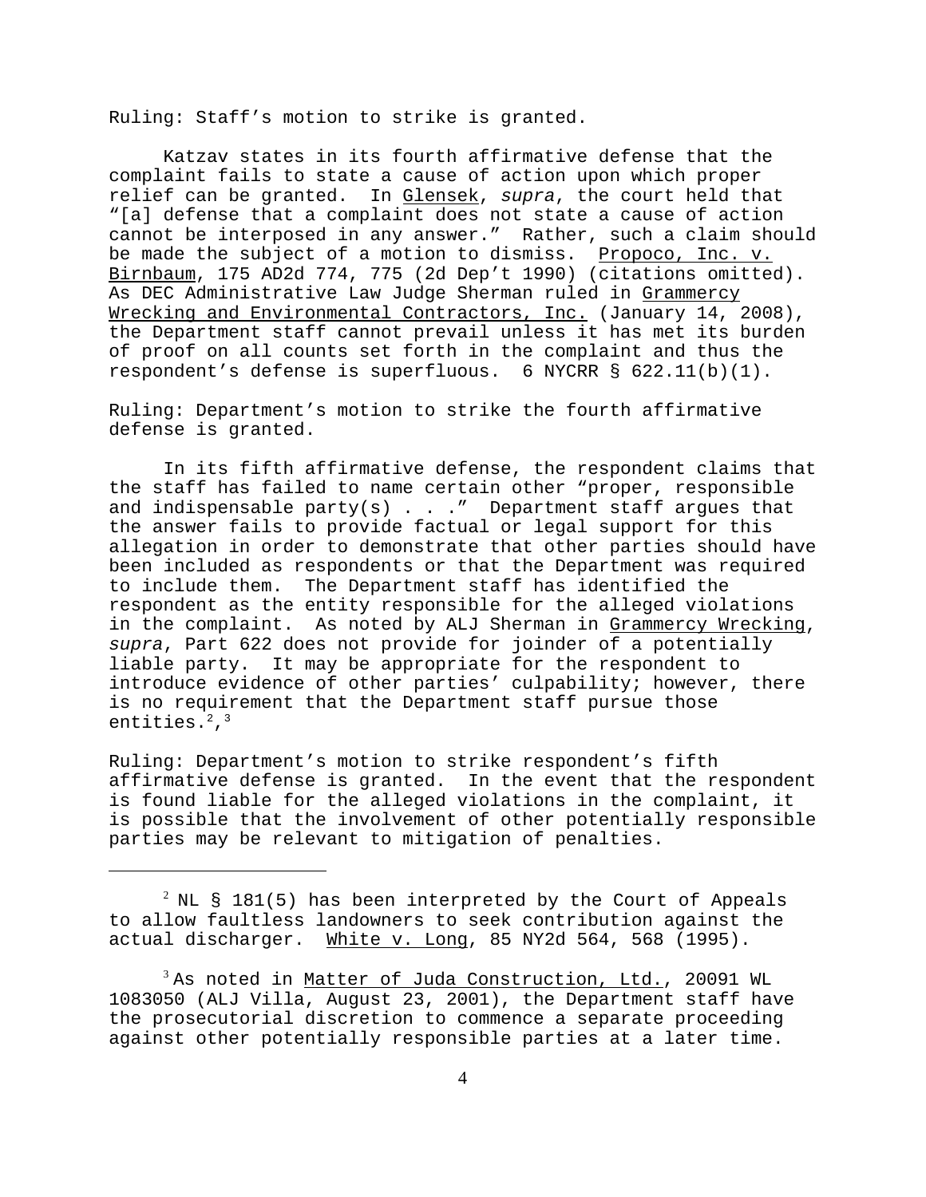Ruling: Staff's motion to strike is granted.

Katzav states in its fourth affirmative defense that the complaint fails to state a cause of action upon which proper relief can be granted. In Glensek, *supra*, the court held that "[a] defense that a complaint does not state a cause of action cannot be interposed in any answer." Rather, such a claim should be made the subject of a motion to dismiss. Propoco, Inc. v. Birnbaum, 175 AD2d 774, 775 (2d Dep't 1990) (citations omitted). As DEC Administrative Law Judge Sherman ruled in Grammercy Wrecking and Environmental Contractors, Inc. (January 14, 2008), the Department staff cannot prevail unless it has met its burden of proof on all counts set forth in the complaint and thus the respondent's defense is superfluous. 6 NYCRR § 622.11(b)(1).

Ruling: Department's motion to strike the fourth affirmative defense is granted.

In its fifth affirmative defense, the respondent claims that the staff has failed to name certain other "proper, responsible and indispensable party(s) . . ." Department staff argues that the answer fails to provide factual or legal support for this allegation in order to demonstrate that other parties should have been included as respondents or that the Department was required to include them. The Department staff has identified the respondent as the entity responsible for the alleged violations in the complaint. As noted by ALJ Sherman in Grammercy Wrecking, *supra*, Part 622 does not provide for joinder of a potentially liable party. It may be appropriate for the respondent to introduce evidence of other parties' culpability; however, there is no requirement that the Department staff pursue those entities.[2],[3]

Ruling: Department's motion to strike respondent's fifth affirmative defense is granted. In the event that the respondent is found liable for the alleged violations in the complaint, it is possible that the involvement of other potentially responsible parties may be relevant to mitigation of penalties.

---

[2] NL § 181(5) has been interpreted by the Court of Appeals to allow faultless landowners to seek contribution against the actual discharger. White v. Long, 85 NY2d 564, 568 (1995).

[3] As noted in Matter of Juda Construction, Ltd., 20091 WL 1083050 (ALJ Villa, August 23, 2001), the Department staff have the prosecutorial discretion to commence a separate proceeding against other potentially responsible parties at a later time.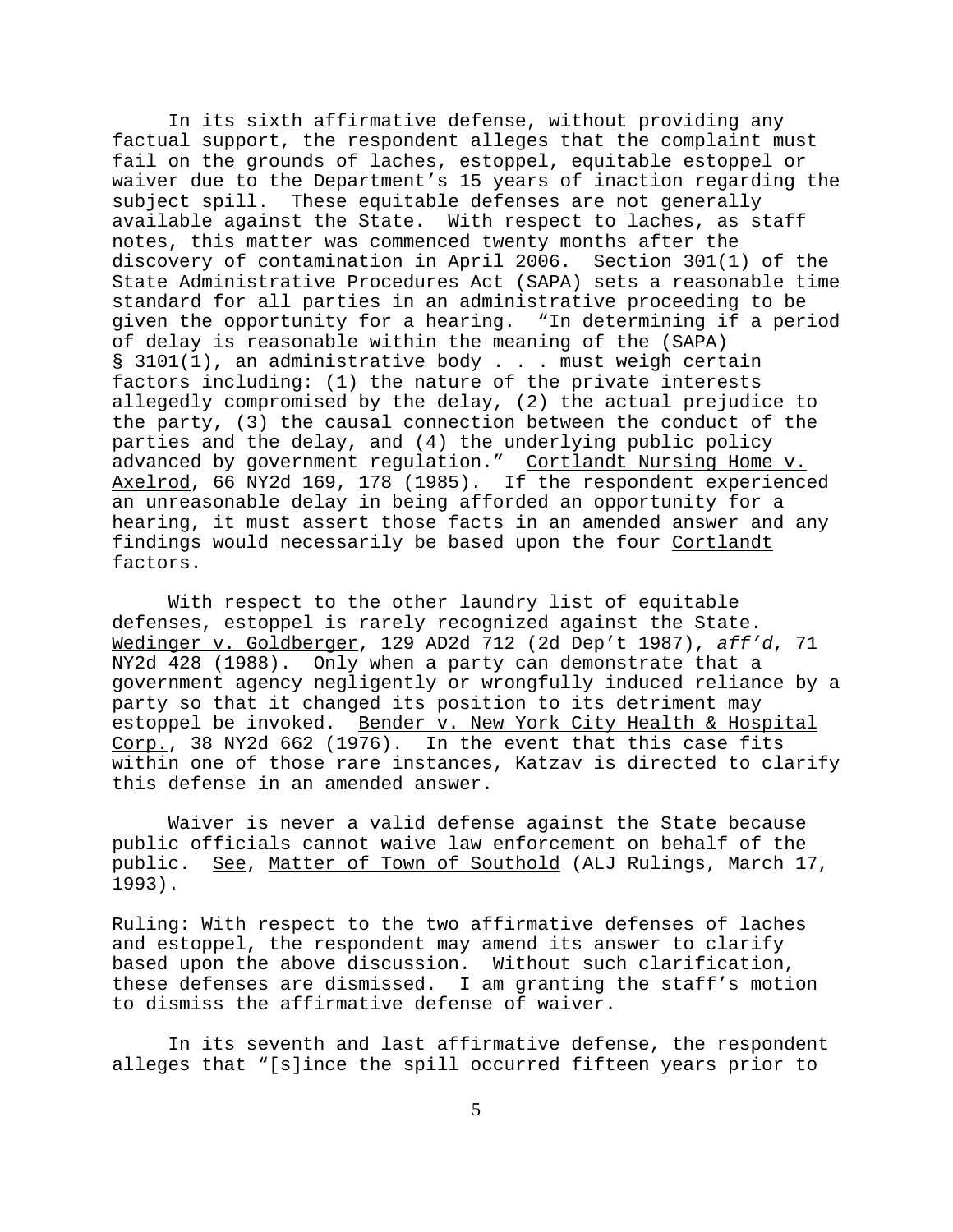In its sixth affirmative defense, without providing any factual support, the respondent alleges that the complaint must fail on the grounds of laches, estoppel, equitable estoppel or waiver due to the Department's 15 years of inaction regarding the subject spill. These equitable defenses are not generally available against the State. With respect to laches, as staff notes, this matter was commenced twenty months after the discovery of contamination in April 2006. Section 301(1) of the State Administrative Procedures Act (SAPA) sets a reasonable time standard for all parties in an administrative proceeding to be given the opportunity for a hearing. "In determining if a period of delay is reasonable within the meaning of the (SAPA) § 3101(1), an administrative body . . . must weigh certain factors including: (1) the nature of the private interests allegedly compromised by the delay, (2) the actual prejudice to the party, (3) the causal connection between the conduct of the parties and the delay, and (4) the underlying public policy advanced by government regulation." Cortlandt Nursing Home v. Axelrod, 66 NY2d 169, 178 (1985). If the respondent experienced an unreasonable delay in being afforded an opportunity for a hearing, it must assert those facts in an amended answer and any findings would necessarily be based upon the four Cortlandt factors.

With respect to the other laundry list of equitable defenses, estoppel is rarely recognized against the State. Wedinger v. Goldberger, 129 AD2d 712 (2d Dep't 1987), *aff'd*, 71 NY2d 428 (1988). Only when a party can demonstrate that a government agency negligently or wrongfully induced reliance by a party so that it changed its position to its detriment may estoppel be invoked. Bender v. New York City Health & Hospital Corp., 38 NY2d 662 (1976). In the event that this case fits within one of those rare instances, Katzav is directed to clarify this defense in an amended answer.

Waiver is never a valid defense against the State because public officials cannot waive law enforcement on behalf of the public. See, Matter of Town of Southold (ALJ Rulings, March 17, 1993).

Ruling: With respect to the two affirmative defenses of laches and estoppel, the respondent may amend its answer to clarify based upon the above discussion. Without such clarification, these defenses are dismissed. I am granting the staff's motion to dismiss the affirmative defense of waiver.

In its seventh and last affirmative defense, the respondent alleges that "[s]ince the spill occurred fifteen years prior to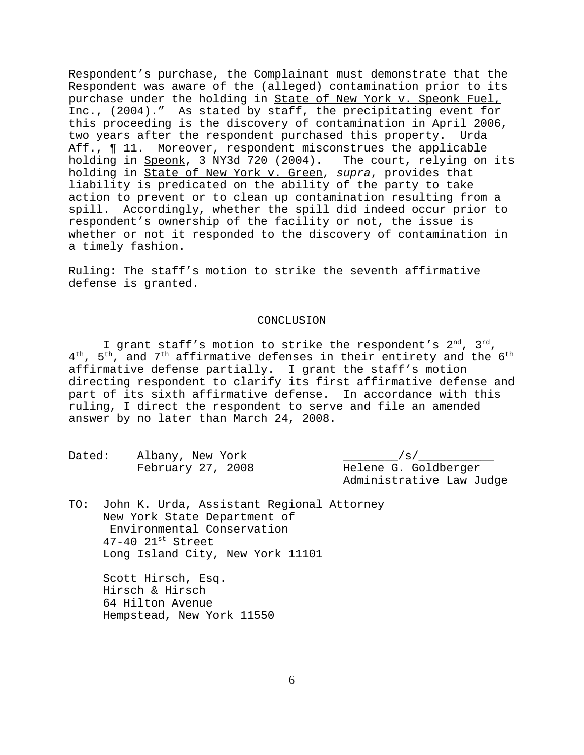Respondent's purchase, the Complainant must demonstrate that the Respondent was aware of the (alleged) contamination prior to its purchase under the holding in State of New York v. Speonk Fuel, Inc., (2004)." As stated by staff, the precipitating event for this proceeding is the discovery of contamination in April 2006, two years after the respondent purchased this property. Urda Aff., ¶ 11. Moreover, respondent misconstrues the applicable holding in Speonk, 3 NY3d 720 (2004). The court, relying on its holding in State of New York v. Green, *supra*, provides that liability is predicated on the ability of the party to take action to prevent or to clean up contamination resulting from a spill. Accordingly, whether the spill did indeed occur prior to respondent's ownership of the facility or not, the issue is whether or not it responded to the discovery of contamination in a timely fashion.

Ruling: The staff's motion to strike the seventh affirmative defense is granted.

## CONCLUSION

I grant staff's motion to strike the respondent's 2nd, 3rd, 4th, 5th, and 7th affirmative defenses in their entirety and the 6th affirmative defense partially. I grant the staff's motion directing respondent to clarify its first affirmative defense and part of its sixth affirmative defense. In accordance with this ruling, I direct the respondent to serve and file an amended answer by no later than March 24, 2008.

Dated: Albany, New York
February 27, 2008

\_\_\_\_\_\_\_\_/s/\_\_\_\_\_\_\_\_\_\_\_
Helene G. Goldberger
Administrative Law Judge

TO: John K. Urda, Assistant Regional Attorney
New York State Department of
Environmental Conservation
47-40 21st Street
Long Island City, New York 11101

Scott Hirsch, Esq.
Hirsch & Hirsch
64 Hilton Avenue
Hempstead, New York 11550